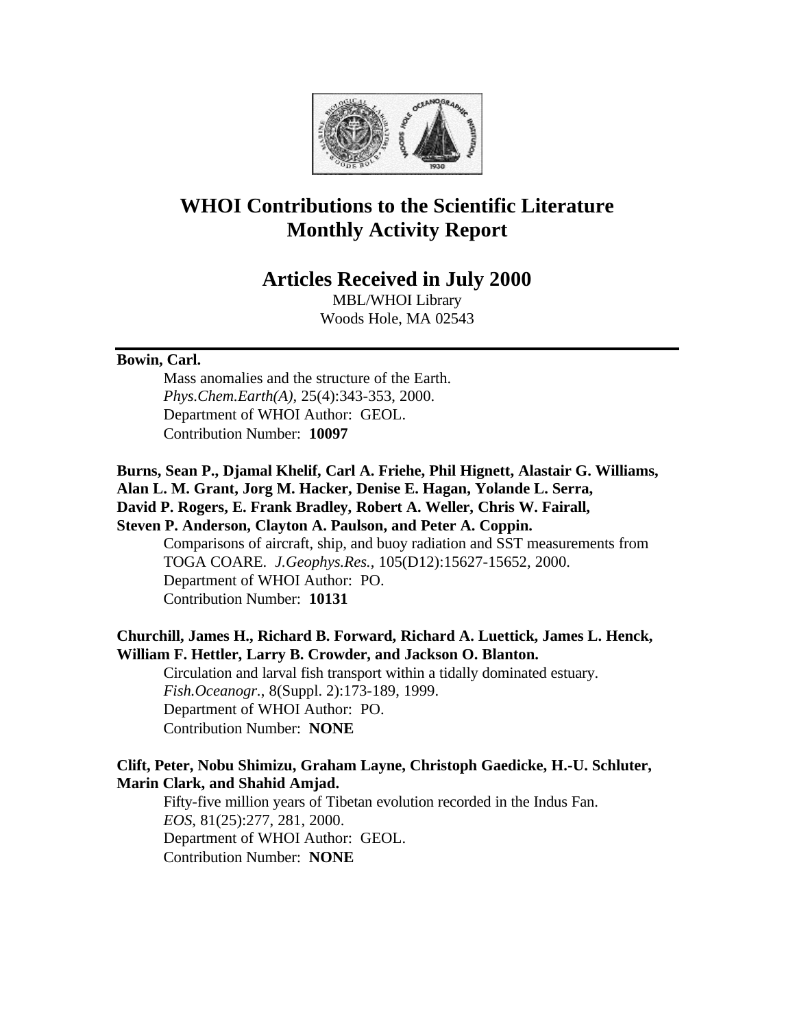# WHOI Contributions to the Scientific Literature Monthly Activity Report

## Articles Received in July 2000

MBL/WHOI Library
Woods Hole, MA 02543

---

**Bowin, Carl.**

Mass anomalies and the structure of the Earth.
*Phys.Chem.Earth(A)*, 25(4):343-353, 2000.
Department of WHOI Author: GEOL.
Contribution Number: **10097**

**Burns, Sean P., Djamal Khelif, Carl A. Friehe, Phil Hignett, Alastair G. Williams, Alan L. M. Grant, Jorg M. Hacker, Denise E. Hagan, Yolande L. Serra, David P. Rogers, E. Frank Bradley, Robert A. Weller, Chris W. Fairall, Steven P. Anderson, Clayton A. Paulson, and Peter A. Coppin.**

Comparisons of aircraft, ship, and buoy radiation and SST measurements from TOGA COARE. *J.Geophys.Res.*, 105(D12):15627-15652, 2000.
Department of WHOI Author: PO.
Contribution Number: **10131**

**Churchill, James H., Richard B. Forward, Richard A. Luettick, James L. Henck, William F. Hettler, Larry B. Crowder, and Jackson O. Blanton.**

Circulation and larval fish transport within a tidally dominated estuary.
*Fish.Oceanogr.*, 8(Suppl. 2):173-189, 1999.
Department of WHOI Author: PO.
Contribution Number: **NONE**

**Clift, Peter, Nobu Shimizu, Graham Layne, Christoph Gaedicke, H.-U. Schluter, Marin Clark, and Shahid Amjad.**

Fifty-five million years of Tibetan evolution recorded in the Indus Fan.
*EOS*, 81(25):277, 281, 2000.
Department of WHOI Author: GEOL.
Contribution Number: **NONE**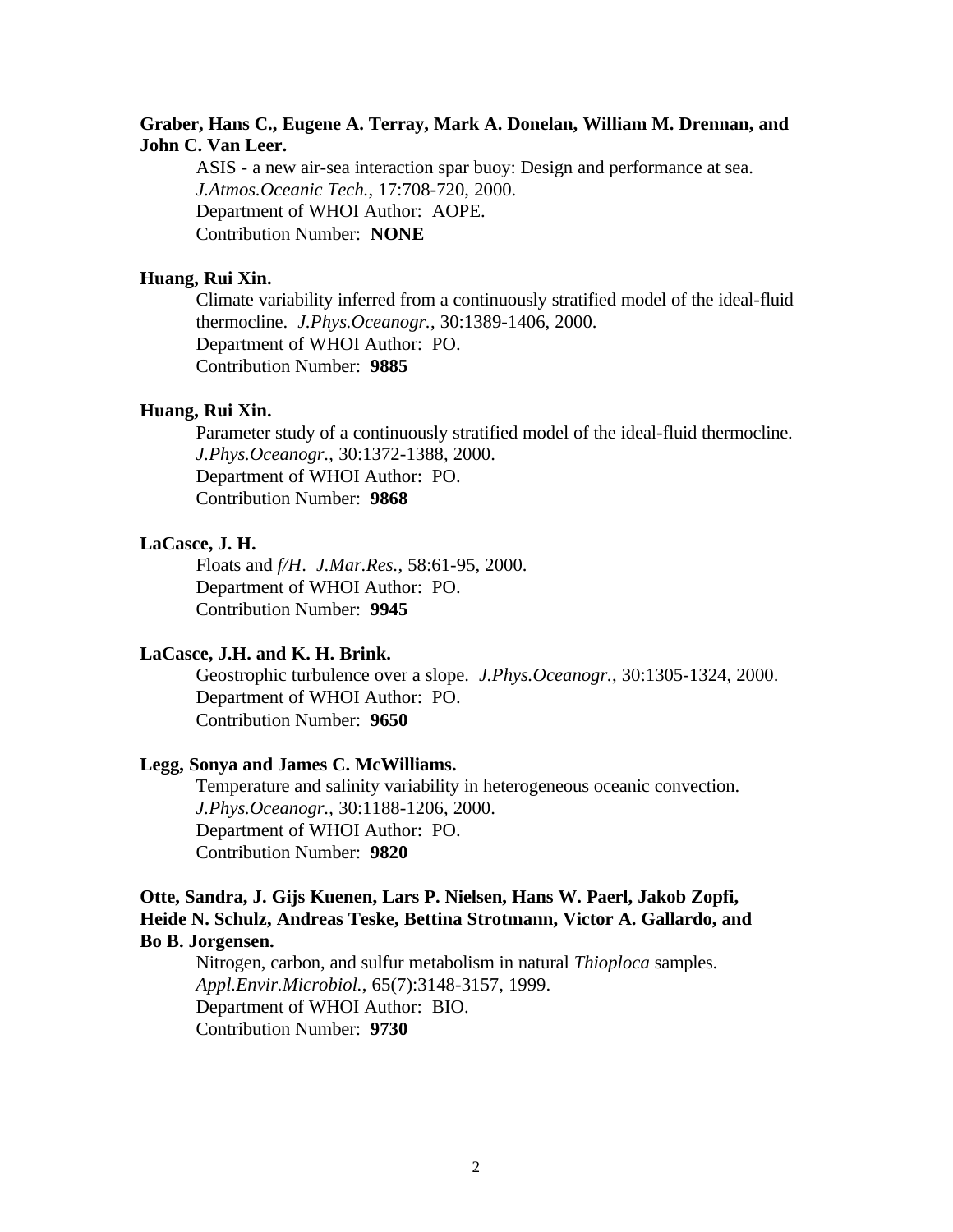**Graber, Hans C., Eugene A. Terray, Mark A. Donelan, William M. Drennan, and John C. Van Leer.**

ASIS - a new air-sea interaction spar buoy: Design and performance at sea.
*J.Atmos.Oceanic Tech.*, 17:708-720, 2000.
Department of WHOI Author: AOPE.
Contribution Number: **NONE**

**Huang, Rui Xin.**

Climate variability inferred from a continuously stratified model of the ideal-fluid thermocline. *J.Phys.Oceanogr.*, 30:1389-1406, 2000.
Department of WHOI Author: PO.
Contribution Number: **9885**

**Huang, Rui Xin.**

Parameter study of a continuously stratified model of the ideal-fluid thermocline.
*J.Phys.Oceanogr.*, 30:1372-1388, 2000.
Department of WHOI Author: PO.
Contribution Number: **9868**

**LaCasce, J. H.**

Floats and *f/H*. *J.Mar.Res.*, 58:61-95, 2000.
Department of WHOI Author: PO.
Contribution Number: **9945**

**LaCasce, J.H. and K. H. Brink.**

Geostrophic turbulence over a slope. *J.Phys.Oceanogr.*, 30:1305-1324, 2000.
Department of WHOI Author: PO.
Contribution Number: **9650**

**Legg, Sonya and James C. McWilliams.**

Temperature and salinity variability in heterogeneous oceanic convection.
*J.Phys.Oceanogr.*, 30:1188-1206, 2000.
Department of WHOI Author: PO.
Contribution Number: **9820**

**Otte, Sandra, J. Gijs Kuenen, Lars P. Nielsen, Hans W. Paerl, Jakob Zopfi, Heide N. Schulz, Andreas Teske, Bettina Strotmann, Victor A. Gallardo, and Bo B. Jorgensen.**

Nitrogen, carbon, and sulfur metabolism in natural *Thioploca* samples.
*Appl.Envir.Microbiol.*, 65(7):3148-3157, 1999.
Department of WHOI Author: BIO.
Contribution Number: **9730**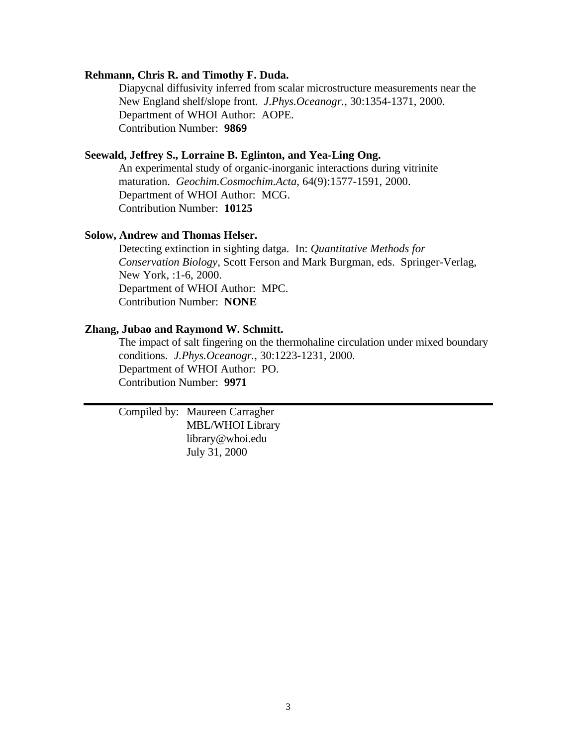**Rehmann, Chris R. and Timothy F. Duda.**

Diapycnal diffusivity inferred from scalar microstructure measurements near the New England shelf/slope front. *J.Phys.Oceanogr.*, 30:1354-1371, 2000.
Department of WHOI Author: AOPE.
Contribution Number: **9869**

**Seewald, Jeffrey S., Lorraine B. Eglinton, and Yea-Ling Ong.**

An experimental study of organic-inorganic interactions during vitrinite maturation. *Geochim.Cosmochim.Acta*, 64(9):1577-1591, 2000.
Department of WHOI Author: MCG.
Contribution Number: **10125**

**Solow, Andrew and Thomas Helser.**

Detecting extinction in sighting datga. In: *Quantitative Methods for Conservation Biology*, Scott Ferson and Mark Burgman, eds. Springer-Verlag, New York, :1-6, 2000.
Department of WHOI Author: MPC.
Contribution Number: **NONE**

**Zhang, Jubao and Raymond W. Schmitt.**

The impact of salt fingering on the thermohaline circulation under mixed boundary conditions. *J.Phys.Oceanogr.*, 30:1223-1231, 2000.
Department of WHOI Author: PO.
Contribution Number: **9971**

---

Compiled by: Maureen Carragher
MBL/WHOI Library
library@whoi.edu
July 31, 2000